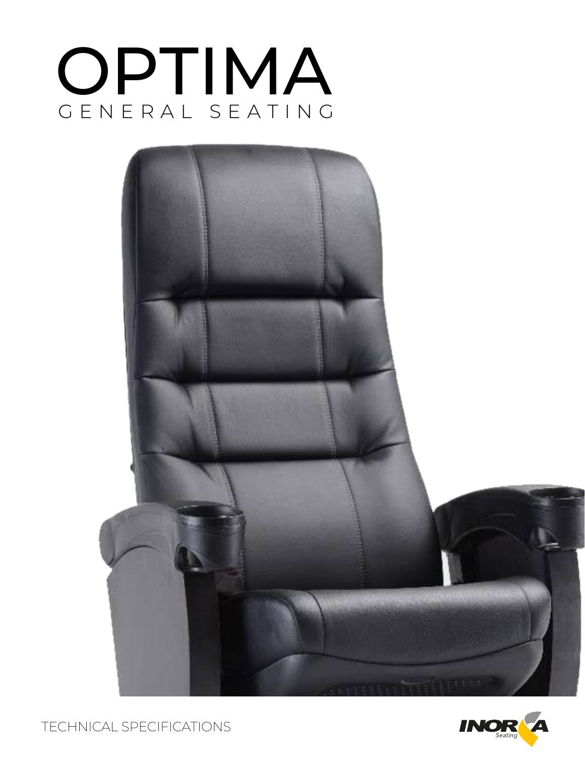# OPTIMA

GENERAL SEATING

TECHNICAL SPECIFICATIONS

INORCA Seating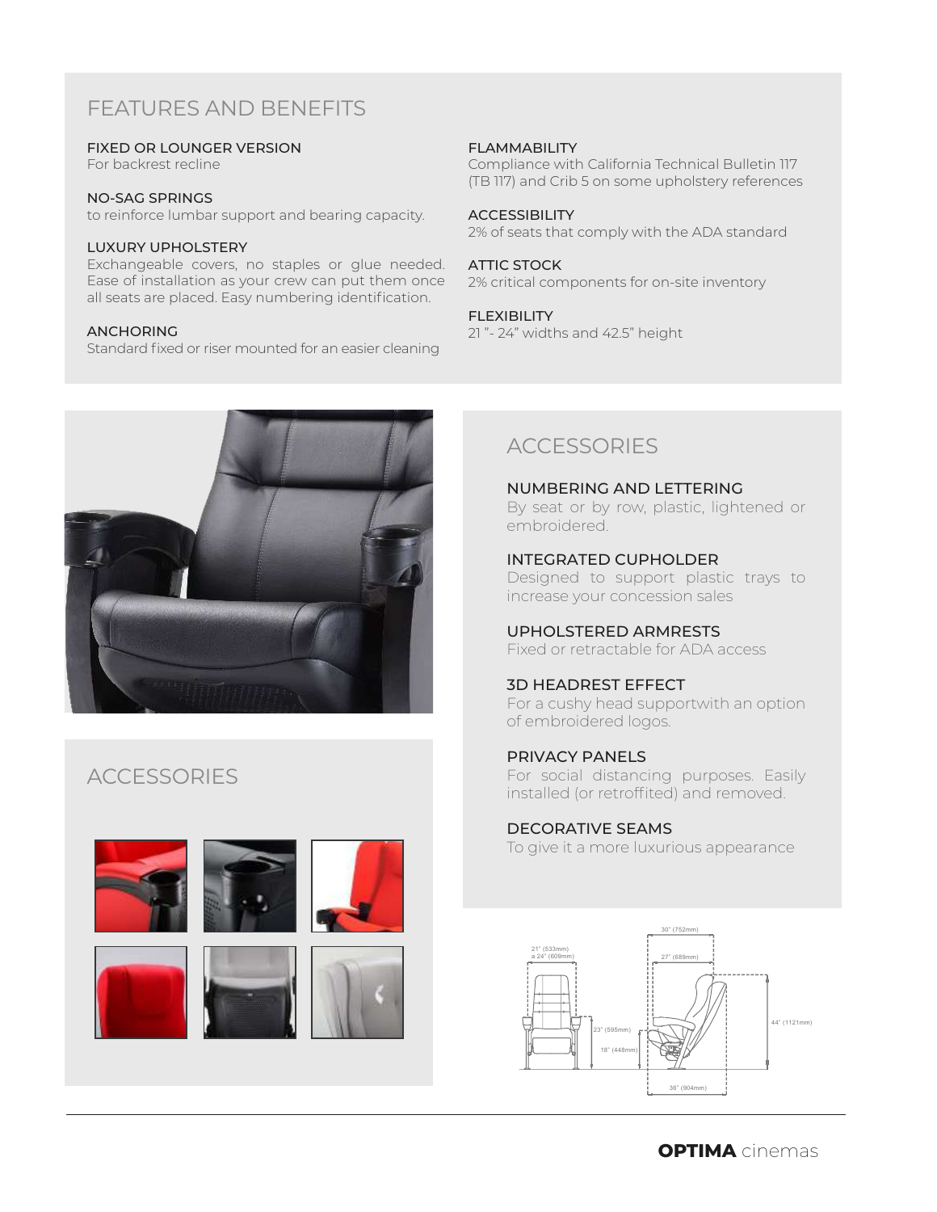# FEATURES AND BENEFITS

### FIXED OR LOUNGER VERSION
For backrest recline

### NO-SAG SPRINGS
to reinforce lumbar support and bearing capacity.

### LUXURY UPHOLSTERY
Exchangeable covers, no staples or glue needed. Ease of installation as your crew can put them once all seats are placed. Easy numbering identification.

### ANCHORING
Standard fixed or riser mounted for an easier cleaning

### FLAMMABILITY
Compliance with California Technical Bulletin 117 (TB 117) and Crib 5 on some upholstery references

### ACCESSIBILITY
2% of seats that comply with the ADA standard

### ATTIC STOCK
2% critical components for on-site inventory

### FLEXIBILITY
21 ”- 24” widths and 42.5” height

# ACCESSORIES

### NUMBERING AND LETTERING
By seat or by row, plastic, lightened or embroidered.

### INTEGRATED CUPHOLDER
Designed to support plastic trays to increase your concession sales

### UPHOLSTERED ARMRESTS
Fixed or retractable for ADA access

### 3D HEADREST EFFECT
For a cushy head supportwith an option of embroidered logos.

### PRIVACY PANELS
For social distancing purposes. Easily installed (or retroffited) and removed.

### DECORATIVE SEAMS
To give it a more luxurious appearance

# ACCESSORIES

21" (533mm) a 24" (609mm)

23" (595mm)

18" (448mm)

30" (752mm)

27" (689mm)

44" (1121mm)

36" (904mm)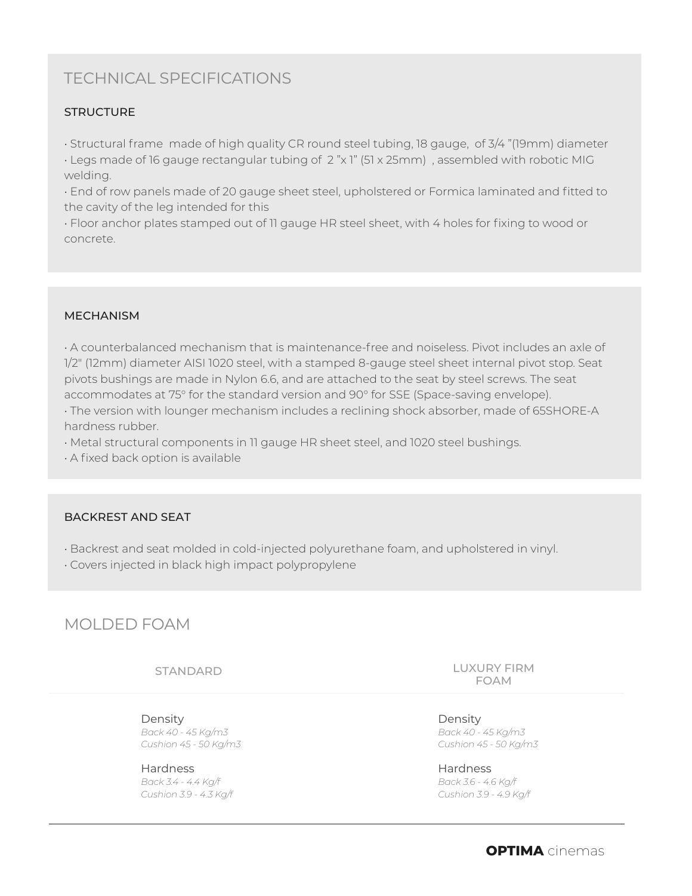# TECHNICAL SPECIFICATIONS

## STRUCTURE

- Structural frame made of high quality CR round steel tubing, 18 gauge, of 3/4 "(19mm) diameter
- Legs made of 16 gauge rectangular tubing of 2 "x 1" (51 x 25mm) , assembled with robotic MIG welding.
- End of row panels made of 20 gauge sheet steel, upholstered or Formica laminated and fitted to the cavity of the leg intended for this
- Floor anchor plates stamped out of 11 gauge HR steel sheet, with 4 holes for fixing to wood or concrete.

## MECHANISM

- A counterbalanced mechanism that is maintenance-free and noiseless. Pivot includes an axle of 1/2" (12mm) diameter AISI 1020 steel, with a stamped 8-gauge steel sheet internal pivot stop. Seat pivots bushings are made in Nylon 6.6, and are attached to the seat by steel screws. The seat accommodates at 75° for the standard version and 90° for SSE (Space-saving envelope).
- The version with lounger mechanism includes a reclining shock absorber, made of 65SHORE-A hardness rubber.
- Metal structural components in 11 gauge HR sheet steel, and 1020 steel bushings.
- A fixed back option is available

## BACKREST AND SEAT

- Backrest and seat molded in cold-injected polyurethane foam, and upholstered in vinyl.
- Covers injected in black high impact polypropylene

# MOLDED FOAM

| STANDARD | LUXURY FIRM FOAM |
|---|---|
| Density<br>*Back 40 - 45 Kg/m3*<br>*Cushion 45 - 50 Kg/m3* | Density<br>*Back 40 - 45 Kg/m3*<br>*Cushion 45 - 50 Kg/m3* |
| Hardness<br>*Back 3.4 - 4.4 Kg/f*<br>*Cushion 3.9 - 4.3 Kg/f* | Hardness<br>*Back 3.6 - 4.6 Kg/f*<br>*Cushion 3.9 - 4.9 Kg/f* |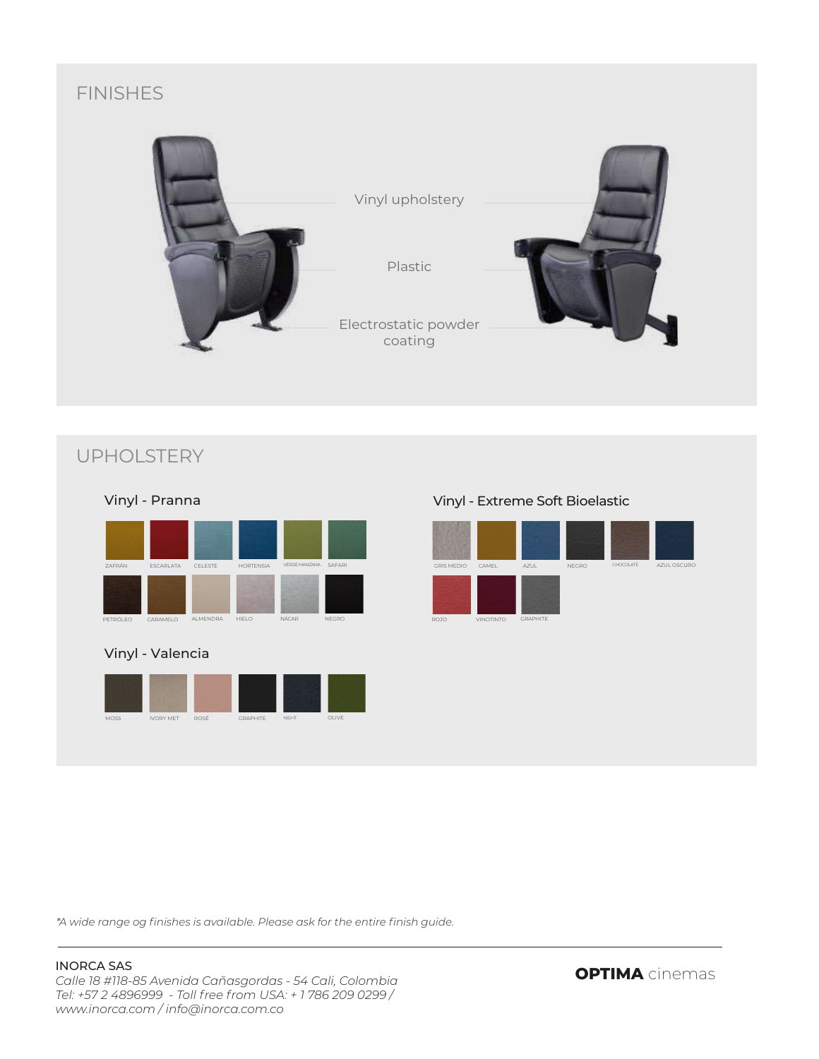## FINISHES

Vinyl upholstery

Plastic

Electrostatic powder coating

## UPHOLSTERY

### Vinyl - Pranna

ZAFRÁN
ESCARLATA
CELESTE
HORTENSIA
VERDE MANZANA
SAFARI
PETRÓLEO
CARAMELO
ALMENDRA
HIELO
NÁCAR
NEGRO

### Vinyl - Extreme Soft Bioelastic

GRIS MEDIO
CAMEL
AZUL
NEGRO
CHOCOLATE
AZUL OSCURO
ROJO
VINOTINTO
GRAPHITE

### Vinyl - Valencia

MOSS
IVORY MET
ROSÉ
GRAPHITE
NIGHT
OLIVE

*\*A wide range og finishes is available. Please ask for the entire finish guide.*

INORCA SAS
*Calle 18 #118-85 Avenida Cañasgordas - 54 Cali, Colombia*
*Tel: +57 2 4896999 - Toll free from USA: + 1 786 209 0299 /*
*www.inorca.com / info@inorca.com.co*

**OPTIMA** cinemas